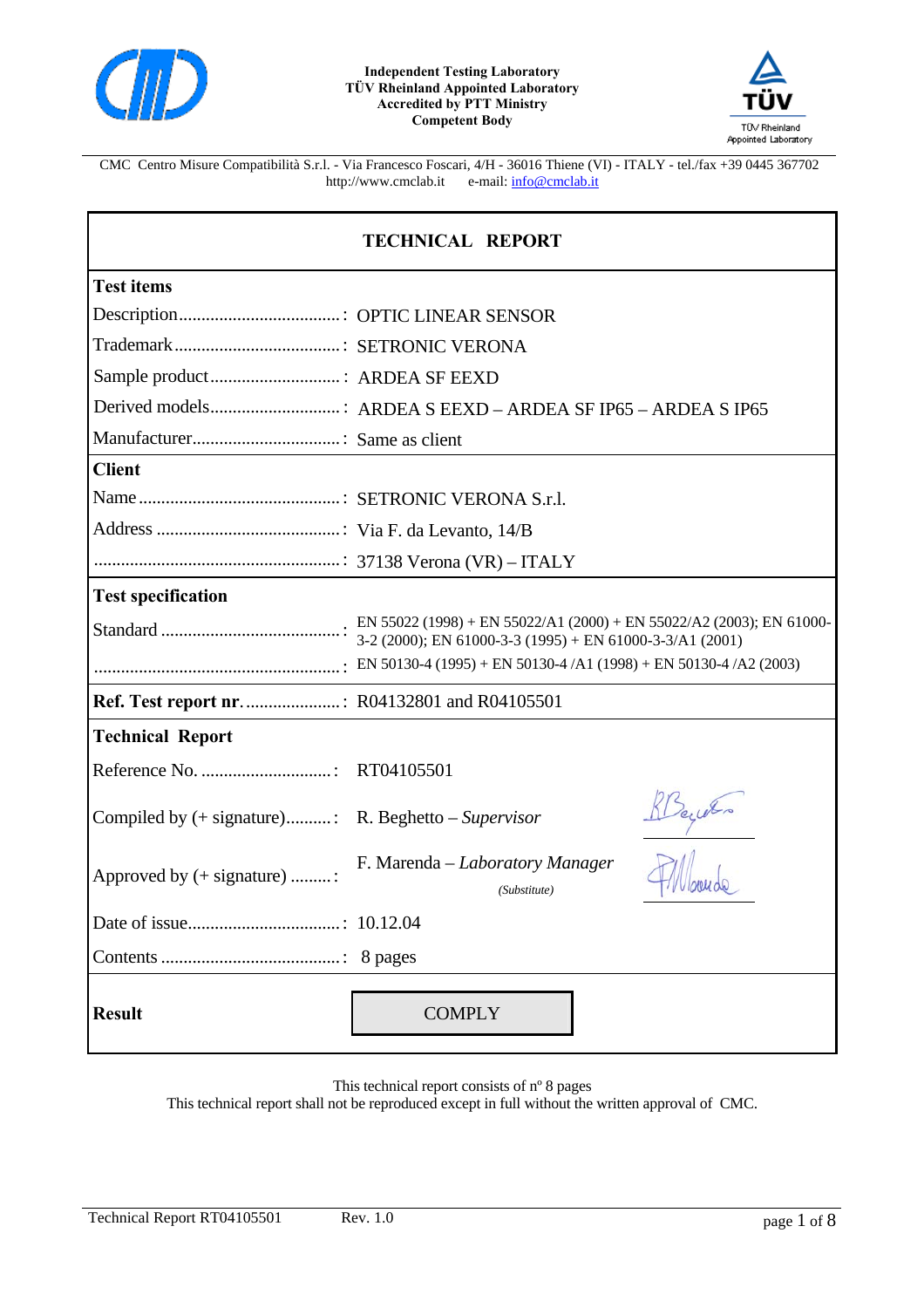**Independent Testing Laboratory**
**TÜV Rheinland Appointed Laboratory**
**Accredited by PTT Ministry**
**Competent Body**

TÜV Rheinland Appointed Laboratory

CMC Centro Misure Compatibilità S.r.l. - Via Francesco Foscari, 4/H - 36016 Thiene (VI) - ITALY - tel./fax +39 0445 367702
http://www.cmclab.it e-mail: info@cmclab.it

# TECHNICAL REPORT

| **Test items** | |
|---|---|
| Description | OPTIC LINEAR SENSOR |
| Trademark | SETRONIC VERONA |
| Sample product | ARDEA SF EEXD |
| Derived models | ARDEA S EEXD – ARDEA SF IP65 – ARDEA S IP65 |
| Manufacturer | Same as client |
| **Client** | |
| Name | SETRONIC VERONA S.r.l. |
| Address | Via F. da Levanto, 14/B |
| | 37138 Verona (VR) – ITALY |
| **Test specification** | |
| Standard | EN 55022 (1998) + EN 55022/A1 (2000) + EN 55022/A2 (2003); EN 61000-3-2 (2000); EN 61000-3-3 (1995) + EN 61000-3-3/A1 (2001) |
| | EN 50130-4 (1995) + EN 50130-4 /A1 (1998) + EN 50130-4 /A2 (2003) |
| **Ref. Test report nr.** | R04132801 and R04105501 |
| **Technical Report** | |
| Reference No. | RT04105501 |
| Compiled by (+ signature) | R. Beghetto – *Supervisor* |
| Approved by (+ signature) | F. Marenda – *Laboratory Manager* *(Substitute)* |
| Date of issue | 10.12.04 |
| Contents | 8 pages |
| **Result** | COMPLY |

This technical report consists of nº 8 pages
This technical report shall not be reproduced except in full without the written approval of CMC.

Technical Report RT04105501 Rev. 1.0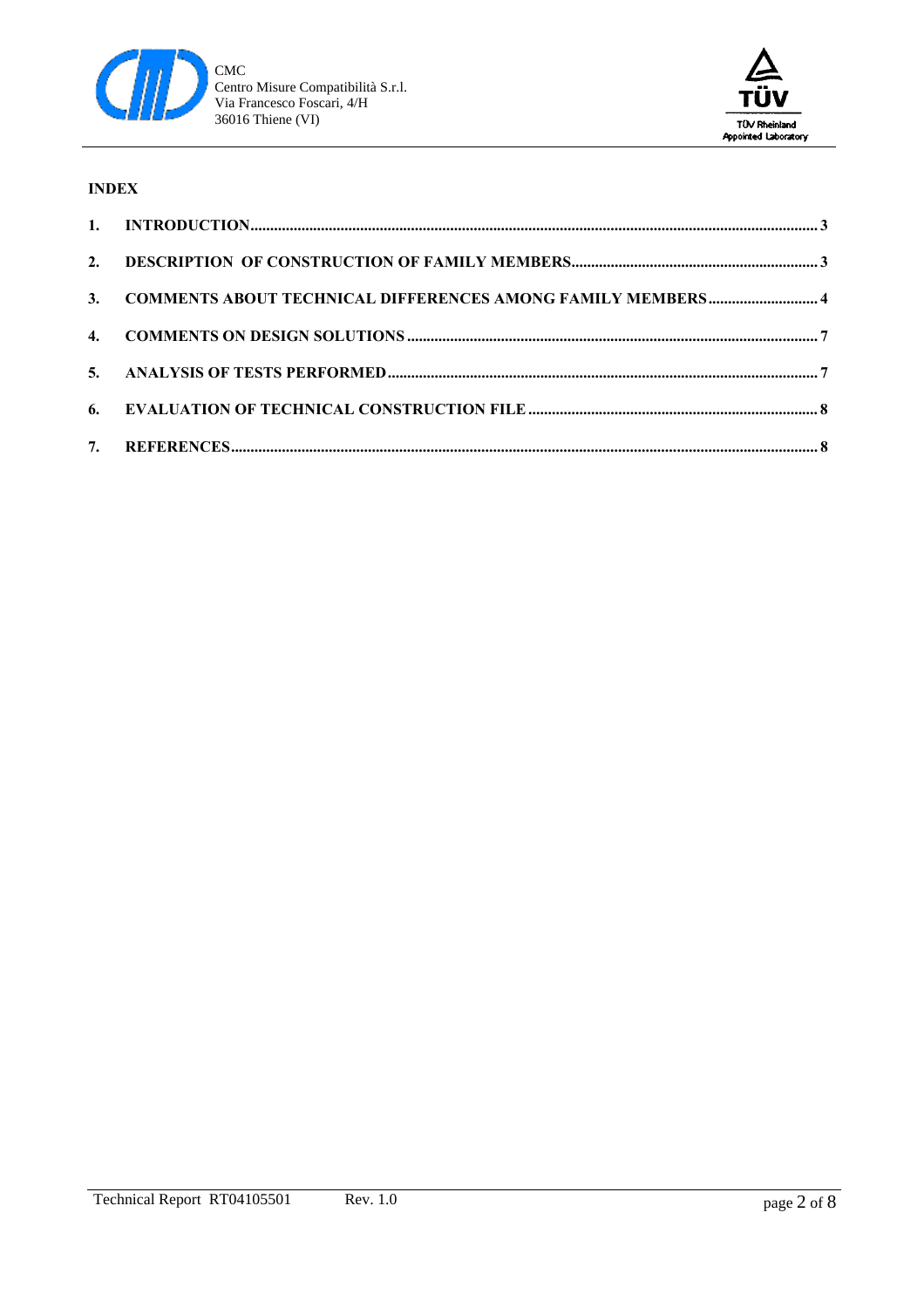**INDEX**

1. **INTRODUCTION** .......... 3
2. **DESCRIPTION OF CONSTRUCTION OF FAMILY MEMBERS** .......... 3
3. **COMMENTS ABOUT TECHNICAL DIFFERENCES AMONG FAMILY MEMBERS** .......... 4
4. **COMMENTS ON DESIGN SOLUTIONS** .......... 7
5. **ANALYSIS OF TESTS PERFORMED** .......... 7
6. **EVALUATION OF TECHNICAL CONSTRUCTION FILE** .......... 8
7. **REFERENCES** .......... 8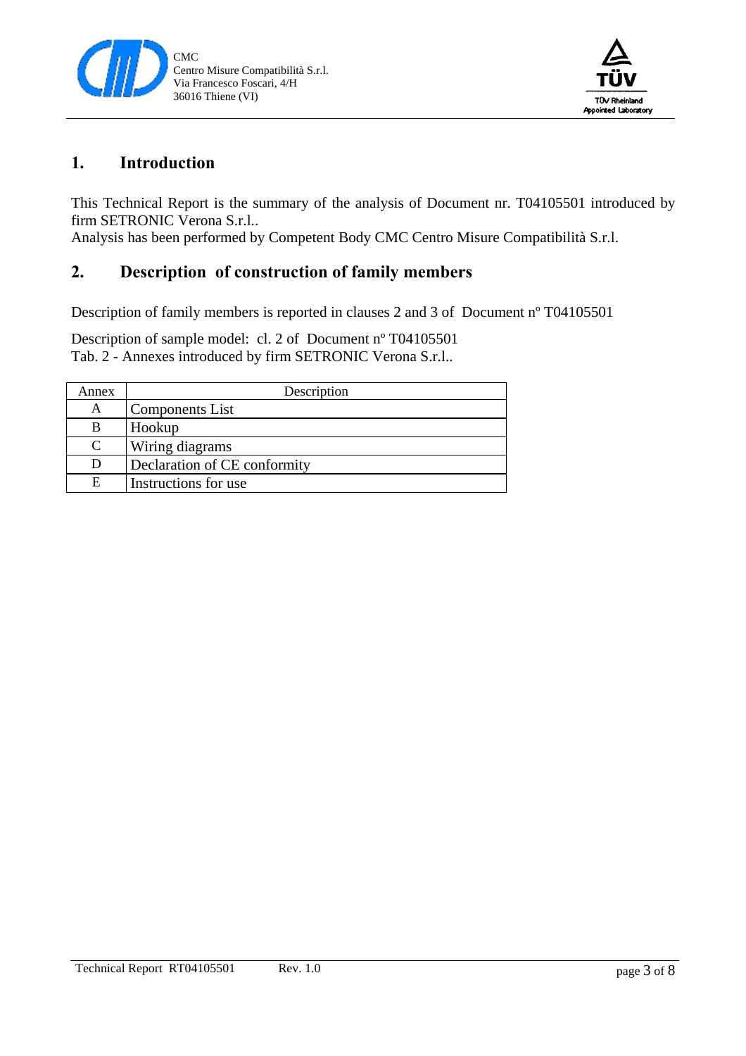## 1. Introduction

This Technical Report is the summary of the analysis of Document nr. T04105501 introduced by firm SETRONIC Verona S.r.l..
Analysis has been performed by Competent Body CMC Centro Misure Compatibilità S.r.l.

## 2. Description of construction of family members

Description of family members is reported in clauses 2 and 3 of Document nº T04105501

Description of sample model: cl. 2 of Document nº T04105501
Tab. 2 - Annexes introduced by firm SETRONIC Verona S.r.l..

| Annex | Description |
|---|---|
| A | Components List |
| B | Hookup |
| C | Wiring diagrams |
| D | Declaration of CE conformity |
| E | Instructions for use |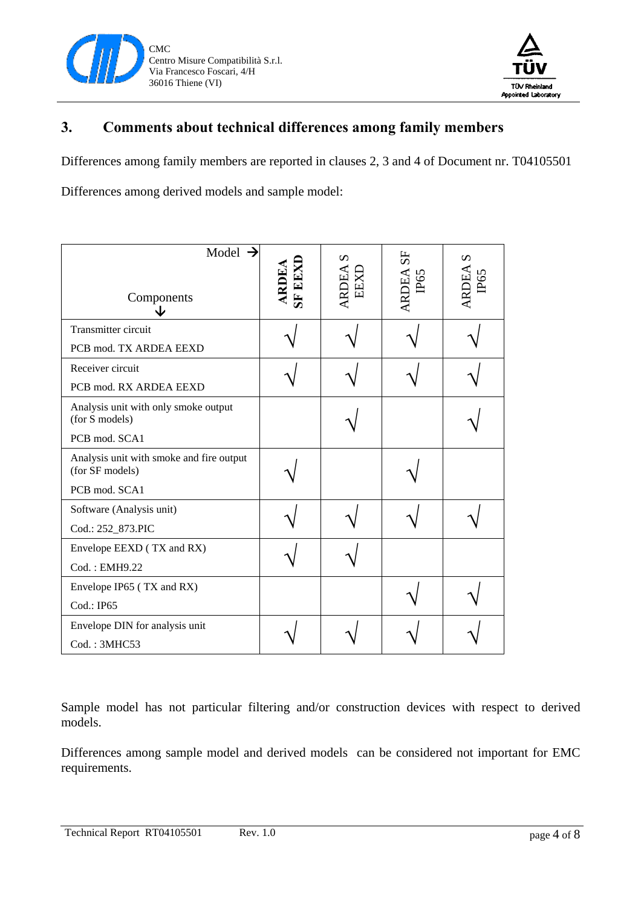## 3. Comments about technical differences among family members

Differences among family members are reported in clauses 2, 3 and 4 of Document nr. T04105501

Differences among derived models and sample model:

| Components ↓ / Model → | **ARDEA SF EEXD** | ARDEA S EEXD | ARDEA SF IP65 | ARDEA S IP65 |
|---|---|---|---|---|
| Transmitter circuit<br>PCB mod. TX ARDEA EEXD | √ | √ | √ | √ |
| Receiver circuit<br>PCB mod. RX ARDEA EEXD | √ | √ | √ | √ |
| Analysis unit with only smoke output (for S models)<br>PCB mod. SCA1 | | √ | | √ |
| Analysis unit with smoke and fire output (for SF models)<br>PCB mod. SCA1 | √ | | √ | |
| Software (Analysis unit)<br>Cod.: 252_873.PIC | √ | √ | √ | √ |
| Envelope EEXD ( TX and RX)<br>Cod. : EMH9.22 | √ | √ | | |
| Envelope IP65 ( TX and RX)<br>Cod.: IP65 | | | √ | √ |
| Envelope DIN for analysis unit<br>Cod. : 3MHC53 | √ | √ | √ | √ |

Sample model has not particular filtering and/or construction devices with respect to derived models.

Differences among sample model and derived models can be considered not important for EMC requirements.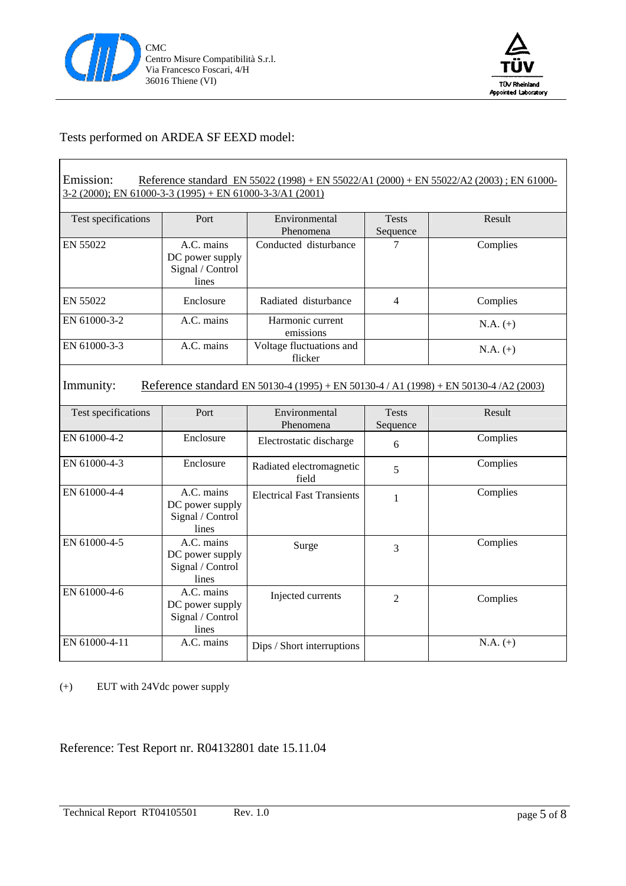Tests performed on ARDEA SF EEXD model:

Emission: Reference standard EN 55022 (1998) + EN 55022/A1 (2000) + EN 55022/A2 (2003) ; EN 61000-3-2 (2000); EN 61000-3-3 (1995) + EN 61000-3-3/A1 (2001)

| Test specifications | Port | Environmental Phenomena | Tests Sequence | Result |
|---|---|---|---|---|
| EN 55022 | A.C. mains<br>DC power supply<br>Signal / Control lines | Conducted disturbance | 7 | Complies |
| EN 55022 | Enclosure | Radiated disturbance | 4 | Complies |
| EN 61000-3-2 | A.C. mains | Harmonic current emissions | | N.A. (+) |
| EN 61000-3-3 | A.C. mains | Voltage fluctuations and flicker | | N.A. (+) |

Immunity: Reference standard EN 50130-4 (1995) + EN 50130-4 / A1 (1998) + EN 50130-4 /A2 (2003)

| Test specifications | Port | Environmental Phenomena | Tests Sequence | Result |
|---|---|---|---|---|
| EN 61000-4-2 | Enclosure | Electrostatic discharge | 6 | Complies |
| EN 61000-4-3 | Enclosure | Radiated electromagnetic field | 5 | Complies |
| EN 61000-4-4 | A.C. mains<br>DC power supply<br>Signal / Control lines | Electrical Fast Transients | 1 | Complies |
| EN 61000-4-5 | A.C. mains<br>DC power supply<br>Signal / Control lines | Surge | 3 | Complies |
| EN 61000-4-6 | A.C. mains<br>DC power supply<br>Signal / Control lines | Injected currents | 2 | Complies |
| EN 61000-4-11 | A.C. mains | Dips / Short interruptions | | N.A. (+) |

(+) EUT with 24Vdc power supply

Reference: Test Report nr. R04132801 date 15.11.04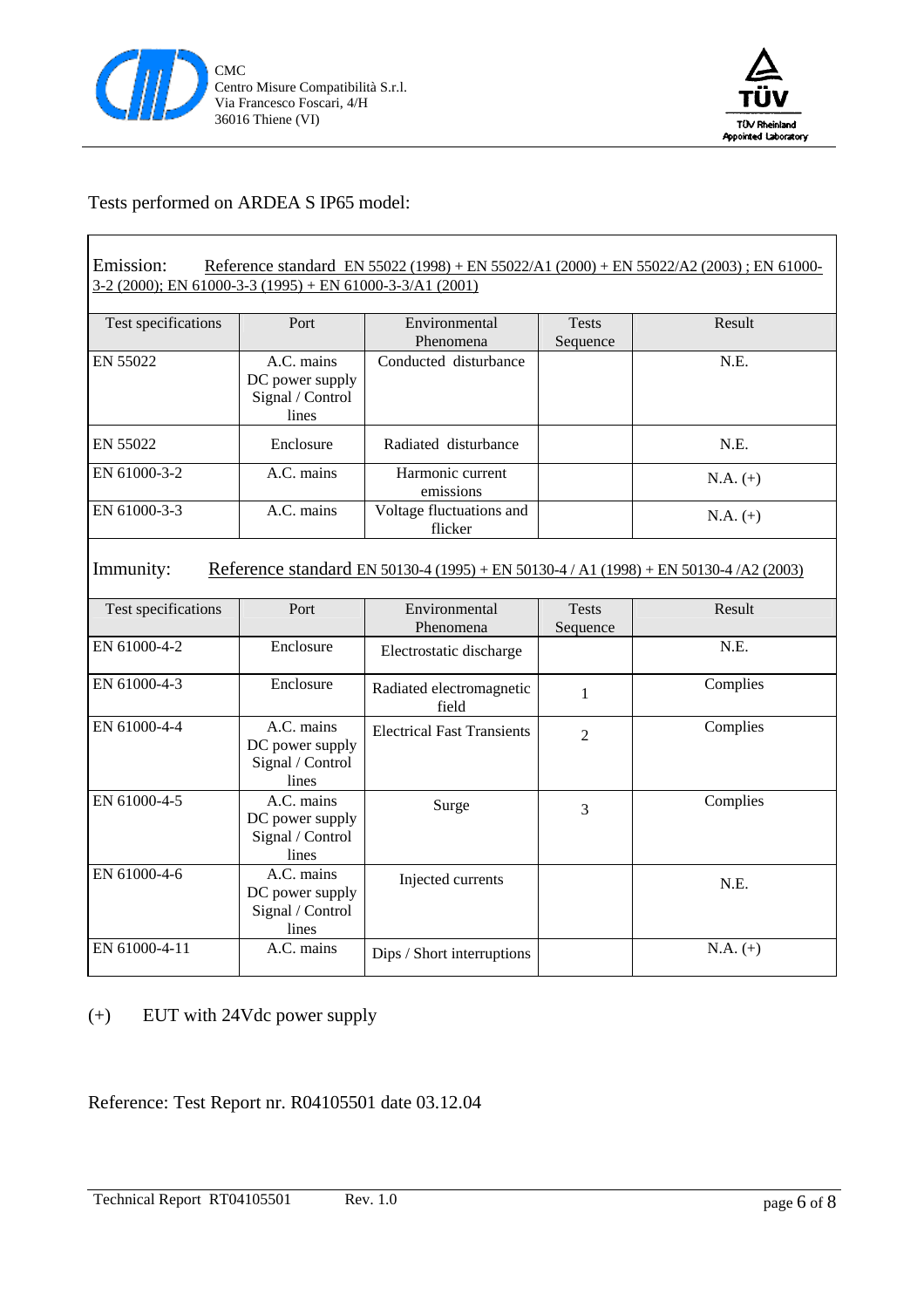Tests performed on ARDEA S IP65 model:

**Emission:** Reference standard EN 55022 (1998) + EN 55022/A1 (2000) + EN 55022/A2 (2003) ; EN 61000-3-2 (2000); EN 61000-3-3 (1995) + EN 61000-3-3/A1 (2001)

| Test specifications | Port | Environmental Phenomena | Tests Sequence | Result |
|---|---|---|---|---|
| EN 55022 | A.C. mains<br>DC power supply<br>Signal / Control lines | Conducted disturbance | | N.E. |
| EN 55022 | Enclosure | Radiated disturbance | | N.E. |
| EN 61000-3-2 | A.C. mains | Harmonic current emissions | | N.A. (+) |
| EN 61000-3-3 | A.C. mains | Voltage fluctuations and flicker | | N.A. (+) |

**Immunity:** Reference standard EN 50130-4 (1995) + EN 50130-4 / A1 (1998) + EN 50130-4 /A2 (2003)

| Test specifications | Port | Environmental Phenomena | Tests Sequence | Result |
|---|---|---|---|---|
| EN 61000-4-2 | Enclosure | Electrostatic discharge | | N.E. |
| EN 61000-4-3 | Enclosure | Radiated electromagnetic field | 1 | Complies |
| EN 61000-4-4 | A.C. mains<br>DC power supply<br>Signal / Control lines | Electrical Fast Transients | 2 | Complies |
| EN 61000-4-5 | A.C. mains<br>DC power supply<br>Signal / Control lines | Surge | 3 | Complies |
| EN 61000-4-6 | A.C. mains<br>DC power supply<br>Signal / Control lines | Injected currents | | N.E. |
| EN 61000-4-11 | A.C. mains | Dips / Short interruptions | | N.A. (+) |

(+) EUT with 24Vdc power supply

Reference: Test Report nr. R04105501 date 03.12.04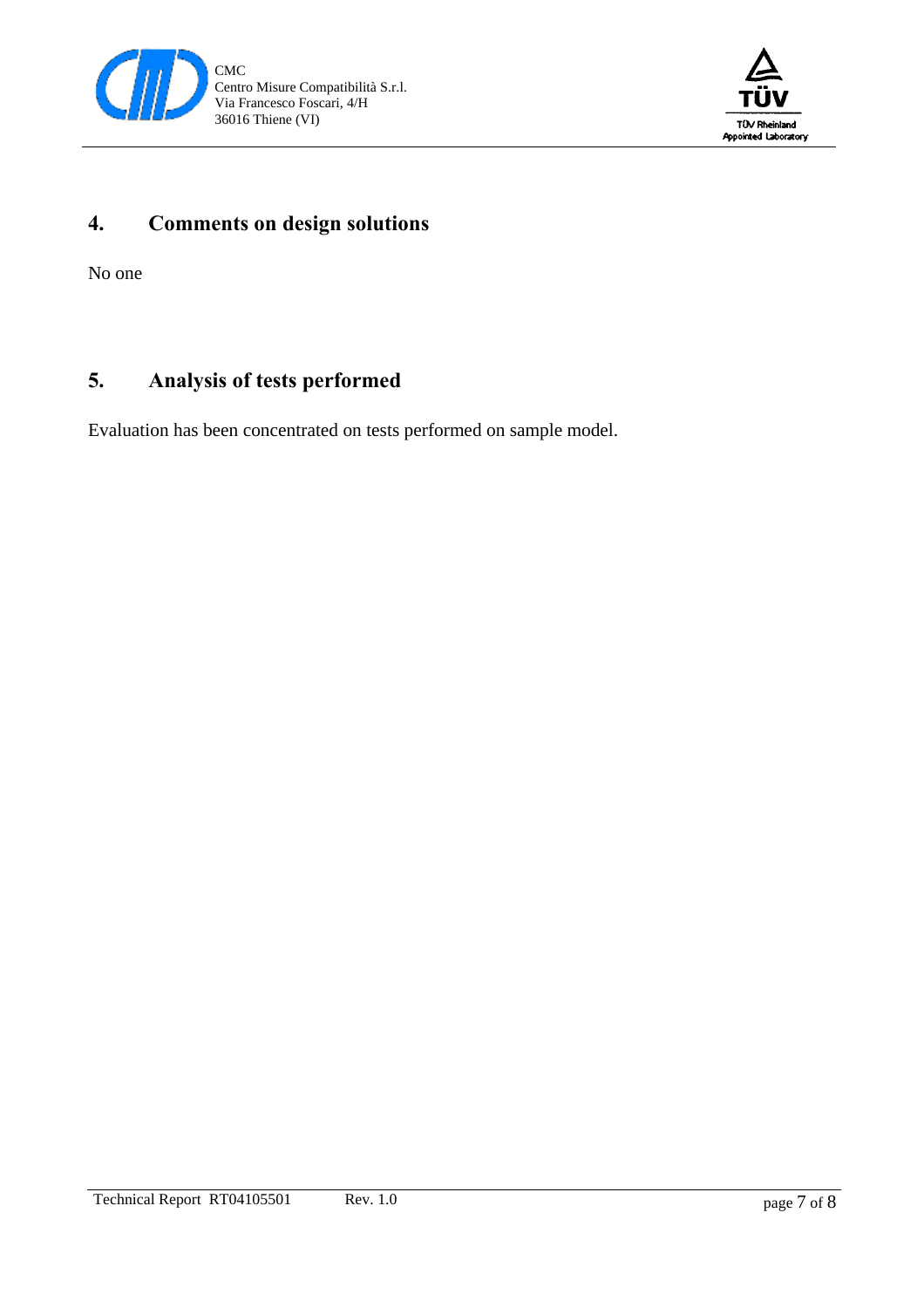## 4. Comments on design solutions

No one

## 5. Analysis of tests performed

Evaluation has been concentrated on tests performed on sample model.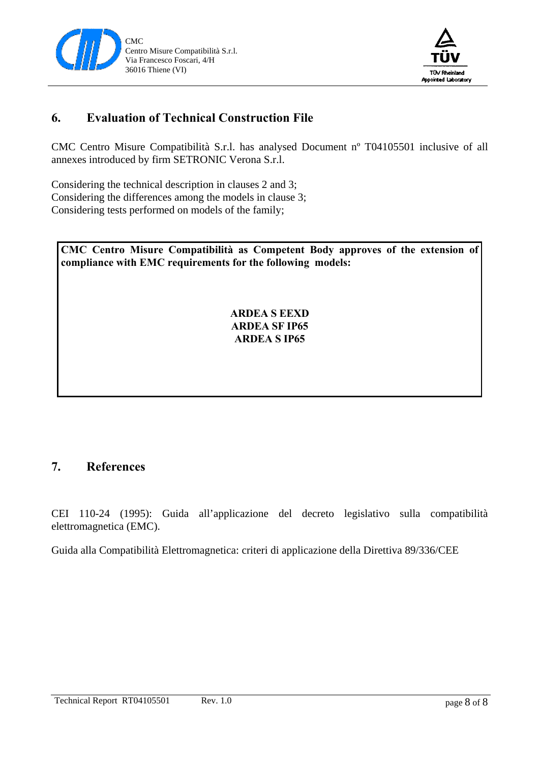## 6. Evaluation of Technical Construction File

CMC Centro Misure Compatibilità S.r.l. has analysed Document nº T04105501 inclusive of all annexes introduced by firm SETRONIC Verona S.r.l.

Considering the technical description in clauses 2 and 3;
Considering the differences among the models in clause 3;
Considering tests performed on models of the family;

**CMC Centro Misure Compatibilità as Competent Body approves of the extension of compliance with EMC requirements for the following models:**

**ARDEA S EEXD**
**ARDEA SF IP65**
**ARDEA S IP65**

## 7. References

CEI 110-24 (1995): Guida all'applicazione del decreto legislativo sulla compatibilità elettromagnetica (EMC).

Guida alla Compatibilità Elettromagnetica: criteri di applicazione della Direttiva 89/336/CEE